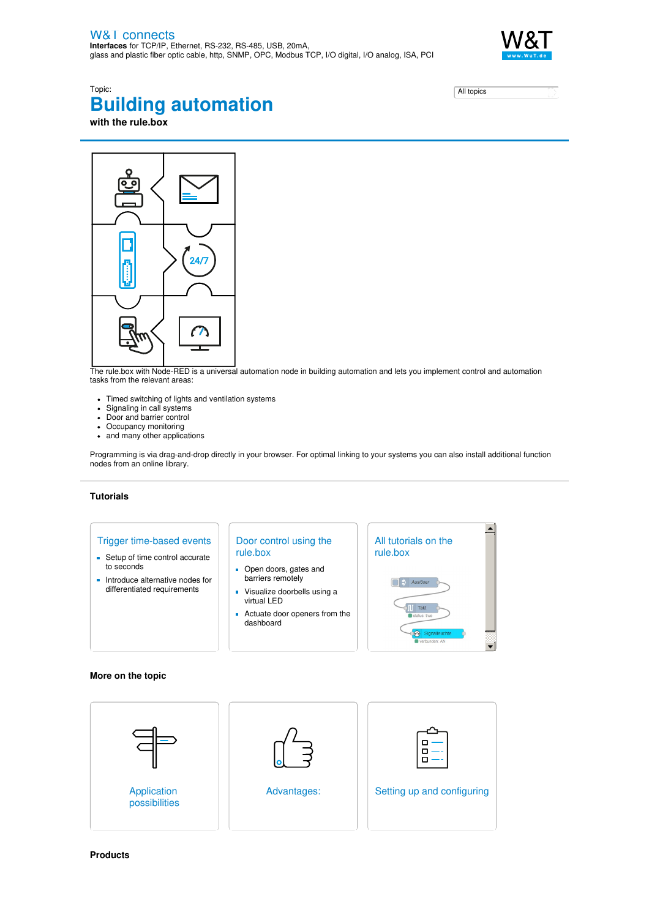W&T connects
**Interfaces** for TCP/IP, Ethernet, RS-232, RS-485, USB, 20mA, glass and plastic fiber optic cable, http, SNMP, OPC, Modbus TCP, I/O digital, I/O analog, ISA, PCI

Topic:

# Building automation

**with the rule.box**

All topics

The rule.box with Node-RED is a universal automation node in building automation and lets you implement control and automation tasks from the relevant areas:

- Timed switching of lights and ventilation systems
- Signaling in call systems
- Door and barrier control
- Occupancy monitoring
- and many other applications

Programming is via drag-and-drop directly in your browser. For optimal linking to your systems you can also install additional function nodes from an online library.

## Tutorials

### Trigger time-based events

- Setup of time control accurate to seconds
- Introduce alternative nodes for differentiated requirements

### Door control using the rule.box

- Open doors, gates and barriers remotely
- Visualize doorbells using a virtual LED
- Actuate door openers from the dashboard

### All tutorials on the rule.box

## More on the topic

Application possibilities

Advantages:

Setting up and configuring

## Products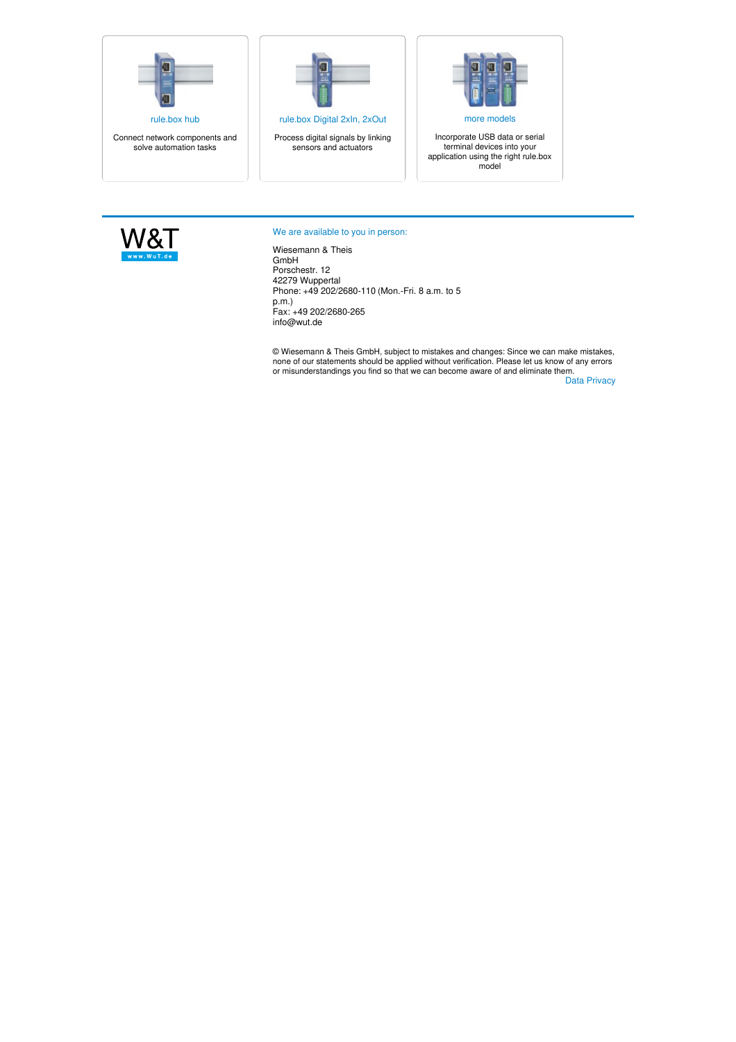rule.box hub

Connect network components and solve automation tasks

rule.box Digital 2xIn, 2xOut

Process digital signals by linking sensors and actuators

more models

Incorporate USB data or serial terminal devices into your application using the right rule.box model

W&T
www.WuT.de

We are available to you in person:

Wiesemann & Theis GmbH
Porschestr. 12
42279 Wuppertal
Phone: +49 202/2680-110 (Mon.-Fri. 8 a.m. to 5 p.m.)
Fax: +49 202/2680-265
info@wut.de

© Wiesemann & Theis GmbH, subject to mistakes and changes: Since we can make mistakes, none of our statements should be applied without verification. Please let us know of any errors or misunderstandings you find so that we can become aware of and eliminate them.

Data Privacy